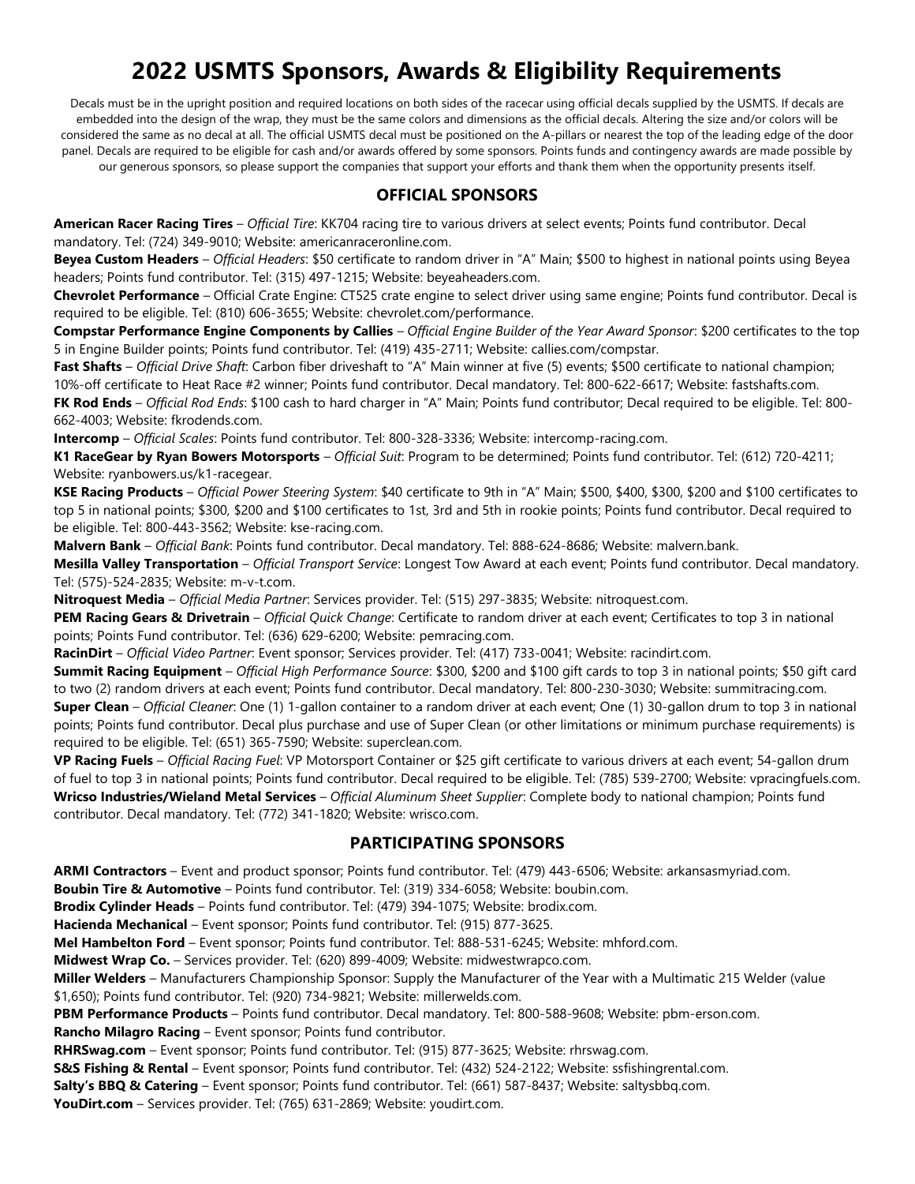# 2022 USMTS Sponsors, Awards & Eligibility Requirements

Decals must be in the upright position and required locations on both sides of the racecar using official decals supplied by the USMTS. If decals are embedded into the design of the wrap, they must be the same colors and dimensions as the official decals. Altering the size and/or colors will be considered the same as no decal at all. The official USMTS decal must be positioned on the A-pillars or nearest the top of the leading edge of the door panel. Decals are required to be eligible for cash and/or awards offered by some sponsors. Points funds and contingency awards are made possible by our generous sponsors, so please support the companies that support your efforts and thank them when the opportunity presents itself.

## OFFICIAL SPONSORS

**American Racer Racing Tires** – *Official Tire*: KK704 racing tire to various drivers at select events; Points fund contributor. Decal mandatory. Tel: (724) 349-9010; Website: americanraceronline.com.

**Beyea Custom Headers** – *Official Headers*: $50 certificate to random driver in "A" Main; $500 to highest in national points using Beyea headers; Points fund contributor. Tel: (315) 497-1215; Website: beyeaheaders.com.

**Chevrolet Performance** – Official Crate Engine: CT525 crate engine to select driver using same engine; Points fund contributor. Decal is required to be eligible. Tel: (810) 606-3655; Website: chevrolet.com/performance.

**Compstar Performance Engine Components by Callies** – *Official Engine Builder of the Year Award Sponsor*: $200 certificates to the top 5 in Engine Builder points; Points fund contributor. Tel: (419) 435-2711; Website: callies.com/compstar.

**Fast Shafts** – *Official Drive Shaft*: Carbon fiber driveshaft to "A" Main winner at five (5) events; $500 certificate to national champion; 10%-off certificate to Heat Race #2 winner; Points fund contributor. Decal mandatory. Tel: 800-622-6617; Website: fastshafts.com.

**FK Rod Ends** – *Official Rod Ends*: $100 cash to hard charger in "A" Main; Points fund contributor; Decal required to be eligible. Tel: 800-662-4003; Website: fkrodends.com.

**Intercomp** – *Official Scales*: Points fund contributor. Tel: 800-328-3336; Website: intercomp-racing.com.

**K1 RaceGear by Ryan Bowers Motorsports** – *Official Suit*: Program to be determined; Points fund contributor. Tel: (612) 720-4211; Website: ryanbowers.us/k1-racegear.

**KSE Racing Products** – *Official Power Steering System*: $40 certificate to 9th in "A" Main; $500, $400, $300, $200 and $100 certificates to top 5 in national points; $300, $200 and $100 certificates to 1st, 3rd and 5th in rookie points; Points fund contributor. Decal required to be eligible. Tel: 800-443-3562; Website: kse-racing.com.

**Malvern Bank** – *Official Bank*: Points fund contributor. Decal mandatory. Tel: 888-624-8686; Website: malvern.bank.

**Mesilla Valley Transportation** – *Official Transport Service*: Longest Tow Award at each event; Points fund contributor. Decal mandatory. Tel: (575)-524-2835; Website: m-v-t.com.

**Nitroquest Media** – *Official Media Partner*: Services provider. Tel: (515) 297-3835; Website: nitroquest.com.

**PEM Racing Gears & Drivetrain** – *Official Quick Change*: Certificate to random driver at each event; Certificates to top 3 in national points; Points Fund contributor. Tel: (636) 629-6200; Website: pemracing.com.

**RacinDirt** – *Official Video Partner*: Event sponsor; Services provider. Tel: (417) 733-0041; Website: racindirt.com.

**Summit Racing Equipment** – *Official High Performance Source*: $300, $200 and $100 gift cards to top 3 in national points; $50 gift card to two (2) random drivers at each event; Points fund contributor. Decal mandatory. Tel: 800-230-3030; Website: summitracing.com.

**Super Clean** – *Official Cleaner*: One (1) 1-gallon container to a random driver at each event; One (1) 30-gallon drum to top 3 in national points; Points fund contributor. Decal plus purchase and use of Super Clean (or other limitations or minimum purchase requirements) is required to be eligible. Tel: (651) 365-7590; Website: superclean.com.

**VP Racing Fuels** – *Official Racing Fuel*: VP Motorsport Container or $25 gift certificate to various drivers at each event; 54-gallon drum of fuel to top 3 in national points; Points fund contributor. Decal required to be eligible. Tel: (785) 539-2700; Website: vpracingfuels.com.

**Wricso Industries/Wieland Metal Services** – *Official Aluminum Sheet Supplier*: Complete body to national champion; Points fund contributor. Decal mandatory. Tel: (772) 341-1820; Website: wrisco.com.

## PARTICIPATING SPONSORS

**ARMI Contractors** – Event and product sponsor; Points fund contributor. Tel: (479) 443-6506; Website: arkansasmyriad.com.

**Boubin Tire & Automotive** – Points fund contributor. Tel: (319) 334-6058; Website: boubin.com.

**Brodix Cylinder Heads** – Points fund contributor. Tel: (479) 394-1075; Website: brodix.com.

**Hacienda Mechanical** – Event sponsor; Points fund contributor. Tel: (915) 877-3625.

**Mel Hambelton Ford** – Event sponsor; Points fund contributor. Tel: 888-531-6245; Website: mhford.com.

**Midwest Wrap Co.** – Services provider. Tel: (620) 899-4009; Website: midwestwrapco.com.

**Miller Welders** – Manufacturers Championship Sponsor: Supply the Manufacturer of the Year with a Multimatic 215 Welder (value $1,650); Points fund contributor. Tel: (920) 734-9821; Website: millerwelds.com.

**PBM Performance Products** – Points fund contributor. Decal mandatory. Tel: 800-588-9608; Website: pbm-erson.com.

**Rancho Milagro Racing** – Event sponsor; Points fund contributor.

**RHRSwag.com** – Event sponsor; Points fund contributor. Tel: (915) 877-3625; Website: rhrswag.com.

**S&S Fishing & Rental** – Event sponsor; Points fund contributor. Tel: (432) 524-2122; Website: ssfishingrental.com.

**Salty's BBQ & Catering** – Event sponsor; Points fund contributor. Tel: (661) 587-8437; Website: saltysbbq.com.

**YouDirt.com** – Services provider. Tel: (765) 631-2869; Website: youdirt.com.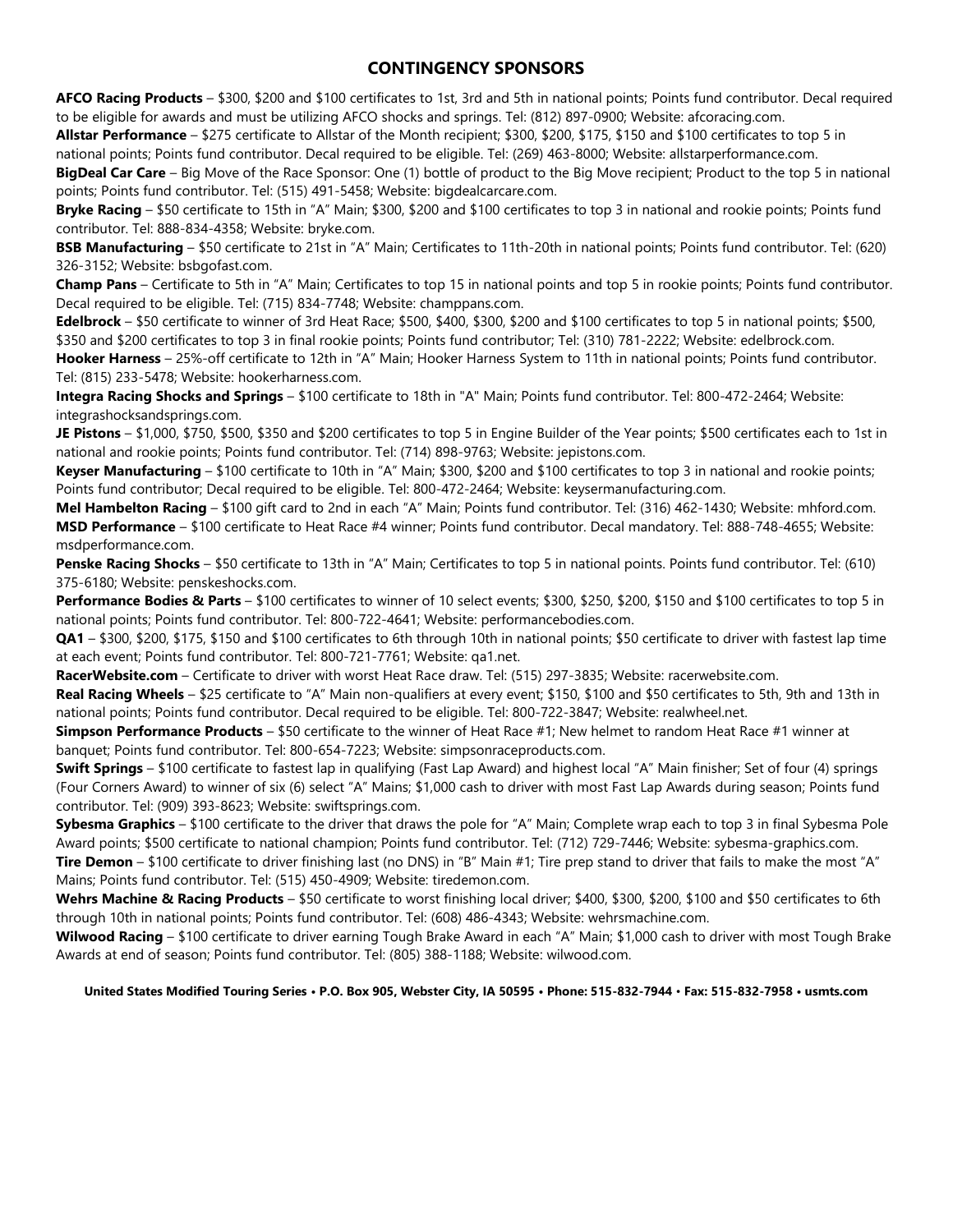## CONTINGENCY SPONSORS

**AFCO Racing Products** – $300, $200 and $100 certificates to 1st, 3rd and 5th in national points; Points fund contributor. Decal required to be eligible for awards and must be utilizing AFCO shocks and springs. Tel: (812) 897-0900; Website: afcoracing.com.

**Allstar Performance** – $275 certificate to Allstar of the Month recipient; $300, $200, $175, $150 and $100 certificates to top 5 in national points; Points fund contributor. Decal required to be eligible. Tel: (269) 463-8000; Website: allstarperformance.com.

**BigDeal Car Care** – Big Move of the Race Sponsor: One (1) bottle of product to the Big Move recipient; Product to the top 5 in national points; Points fund contributor. Tel: (515) 491-5458; Website: bigdealcarcare.com.

**Bryke Racing** – $50 certificate to 15th in "A" Main; $300, $200 and $100 certificates to top 3 in national and rookie points; Points fund contributor. Tel: 888-834-4358; Website: bryke.com.

**BSB Manufacturing** – $50 certificate to 21st in "A" Main; Certificates to 11th-20th in national points; Points fund contributor. Tel: (620) 326-3152; Website: bsbgofast.com.

**Champ Pans** – Certificate to 5th in "A" Main; Certificates to top 15 in national points and top 5 in rookie points; Points fund contributor. Decal required to be eligible. Tel: (715) 834-7748; Website: champpans.com.

**Edelbrock** – $50 certificate to winner of 3rd Heat Race; $500, $400, $300, $200 and $100 certificates to top 5 in national points; $500, $350 and $200 certificates to top 3 in final rookie points; Points fund contributor; Tel: (310) 781-2222; Website: edelbrock.com.

**Hooker Harness** – 25%-off certificate to 12th in "A" Main; Hooker Harness System to 11th in national points; Points fund contributor. Tel: (815) 233-5478; Website: hookerharness.com.

**Integra Racing Shocks and Springs** – $100 certificate to 18th in "A" Main; Points fund contributor. Tel: 800-472-2464; Website: integrashocksandsprings.com.

**JE Pistons** – $1,000, $750, $500, $350 and $200 certificates to top 5 in Engine Builder of the Year points; $500 certificates each to 1st in national and rookie points; Points fund contributor. Tel: (714) 898-9763; Website: jepistons.com.

**Keyser Manufacturing** – $100 certificate to 10th in "A" Main; $300, $200 and $100 certificates to top 3 in national and rookie points; Points fund contributor; Decal required to be eligible. Tel: 800-472-2464; Website: keysermanufacturing.com.

**Mel Hambelton Racing** – $100 gift card to 2nd in each "A" Main; Points fund contributor. Tel: (316) 462-1430; Website: mhford.com.

**MSD Performance** – $100 certificate to Heat Race #4 winner; Points fund contributor. Decal mandatory. Tel: 888-748-4655; Website: msdperformance.com.

**Penske Racing Shocks** – $50 certificate to 13th in "A" Main; Certificates to top 5 in national points. Points fund contributor. Tel: (610) 375-6180; Website: penskeshocks.com.

**Performance Bodies & Parts** – $100 certificates to winner of 10 select events; $300, $250, $200, $150 and $100 certificates to top 5 in national points; Points fund contributor. Tel: 800-722-4641; Website: performancebodies.com.

**QA1** – $300, $200, $175, $150 and $100 certificates to 6th through 10th in national points; $50 certificate to driver with fastest lap time at each event; Points fund contributor. Tel: 800-721-7761; Website: qa1.net.

**RacerWebsite.com** – Certificate to driver with worst Heat Race draw. Tel: (515) 297-3835; Website: racerwebsite.com.

**Real Racing Wheels** – $25 certificate to "A" Main non-qualifiers at every event; $150, $100 and $50 certificates to 5th, 9th and 13th in national points; Points fund contributor. Decal required to be eligible. Tel: 800-722-3847; Website: realwheel.net.

**Simpson Performance Products** – $50 certificate to the winner of Heat Race #1; New helmet to random Heat Race #1 winner at banquet; Points fund contributor. Tel: 800-654-7223; Website: simpsonraceproducts.com.

**Swift Springs** – $100 certificate to fastest lap in qualifying (Fast Lap Award) and highest local "A" Main finisher; Set of four (4) springs (Four Corners Award) to winner of six (6) select "A" Mains; $1,000 cash to driver with most Fast Lap Awards during season; Points fund contributor. Tel: (909) 393-8623; Website: swiftsprings.com.

**Sybesma Graphics** – $100 certificate to the driver that draws the pole for "A" Main; Complete wrap each to top 3 in final Sybesma Pole Award points; $500 certificate to national champion; Points fund contributor. Tel: (712) 729-7446; Website: sybesma-graphics.com.

**Tire Demon** – $100 certificate to driver finishing last (no DNS) in "B" Main #1; Tire prep stand to driver that fails to make the most "A" Mains; Points fund contributor. Tel: (515) 450-4909; Website: tiredemon.com.

**Wehrs Machine & Racing Products** – $50 certificate to worst finishing local driver; $400, $300, $200, $100 and $50 certificates to 6th through 10th in national points; Points fund contributor. Tel: (608) 486-4343; Website: wehrsmachine.com.

**Wilwood Racing** – $100 certificate to driver earning Tough Brake Award in each "A" Main; $1,000 cash to driver with most Tough Brake Awards at end of season; Points fund contributor. Tel: (805) 388-1188; Website: wilwood.com.

**United States Modified Touring Series • P.O. Box 905, Webster City, IA 50595 • Phone: 515-832-7944 • Fax: 515-832-7958 • usmts.com**